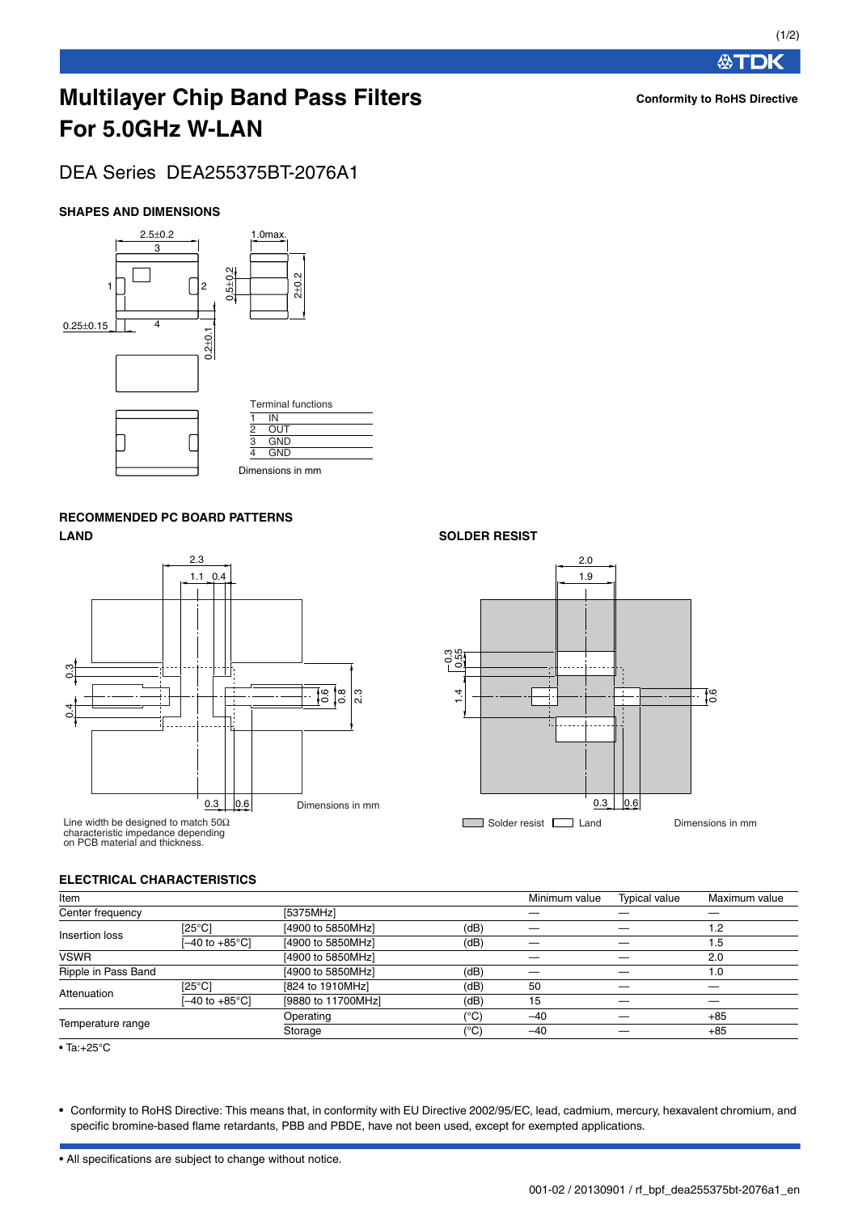# Multilayer Chip Band Pass Filters For 5.0GHz W-LAN

**Conformity to RoHS Directive**

## DEA Series DEA255375BT-2076A1

### SHAPES AND DIMENSIONS

Terminal functions

| | |
|---|---|
| 1 | IN |
| 2 | OUT |
| 3 | GND |
| 4 | GND |

Dimensions in mm

### RECOMMENDED PC BOARD PATTERNS

**LAND**

Line width be designed to match 50Ω characteristic impedance depending on PCB material and thickness.

Dimensions in mm

**SOLDER RESIST**

Solder resist / Land

Dimensions in mm

### ELECTRICAL CHARACTERISTICS

| Item | | | | Minimum value | Typical value | Maximum value |
|---|---|---|---|---|---|---|
| Center frequency | | [5375MHz] | | — | — | — |
| Insertion loss | [25°C] | [4900 to 5850MHz] | (dB) | — | — | 1.2 |
| | [–40 to +85°C] | [4900 to 5850MHz] | (dB) | — | — | 1.5 |
| VSWR | | [4900 to 5850MHz] | | — | — | 2.0 |
| Ripple in Pass Band | | [4900 to 5850MHz] | (dB) | — | — | 1.0 |
| Attenuation | [25°C] | [824 to 1910MHz] | (dB) | 50 | — | — |
| | [–40 to +85°C] | [9880 to 11700MHz] | (dB) | 15 | — | — |
| Temperature range | | Operating | (°C) | –40 | — | +85 |
| | | Storage | (°C) | –40 | — | +85 |

• Ta:+25°C

- Conformity to RoHS Directive: This means that, in conformity with EU Directive 2002/95/EC, lead, cadmium, mercury, hexavalent chromium, and specific bromine-based flame retardants, PBB and PBDE, have not been used, except for exempted applications.

- All specifications are subject to change without notice.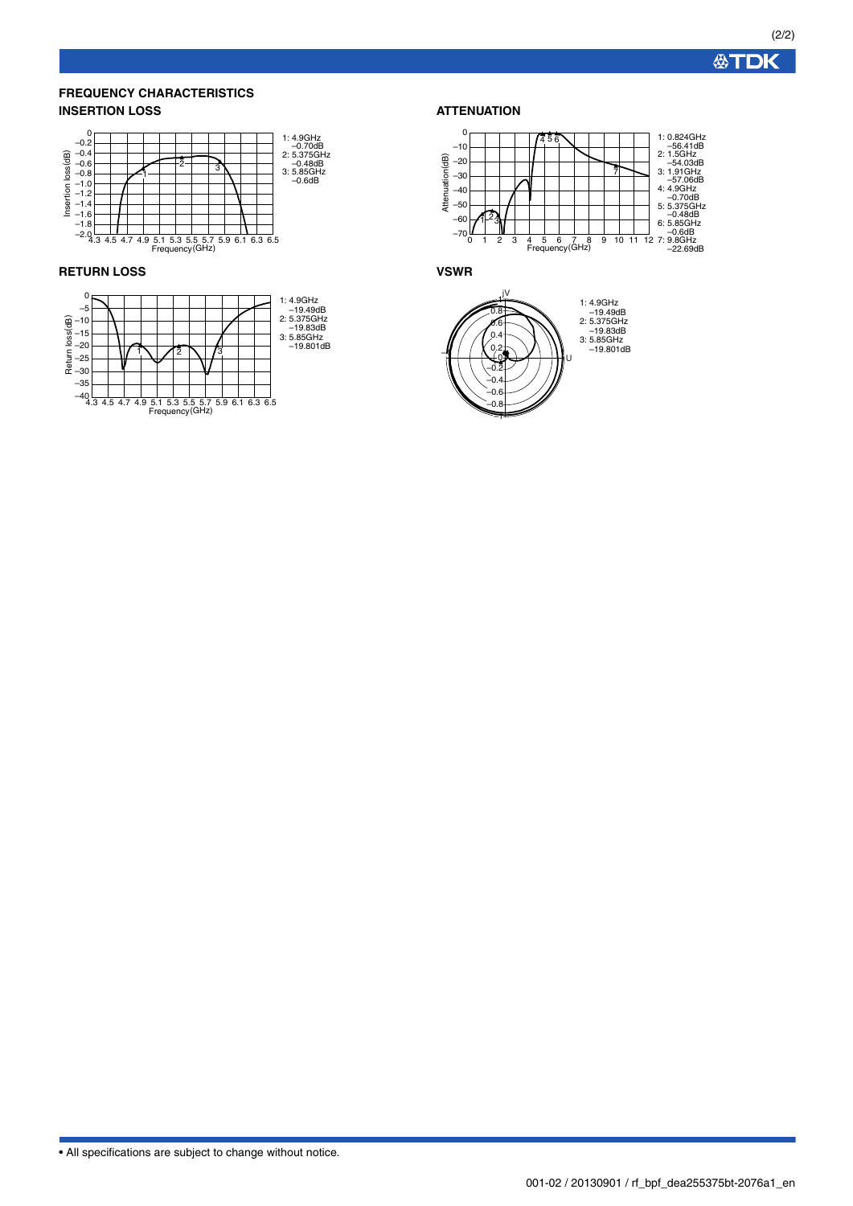## FREQUENCY CHARACTERISTICS

### INSERTION LOSS

1: 4.9GHz –0.70dB
2: 5.375GHz –0.48dB
3: 5.85GHz –0.6dB

### ATTENUATION

1: 0.824GHz –56.41dB
2: 1.5GHz –54.03dB
3: 1.91GHz –57.06dB
4: 4.9GHz –0.70dB
5: 5.375GHz –0.48dB
6: 5.85GHz –0.6dB
7: 9.8GHz –22.69dB

### RETURN LOSS

1: 4.9GHz –19.49dB
2: 5.375GHz –19.83dB
3: 5.85GHz –19.801dB

### VSWR

1: 4.9GHz –19.49dB
2: 5.375GHz –19.83dB
3: 5.85GHz –19.801dB

• All specifications are subject to change without notice.

001-02 / 20130901 / rf_bpf_dea255375bt-2076a1_en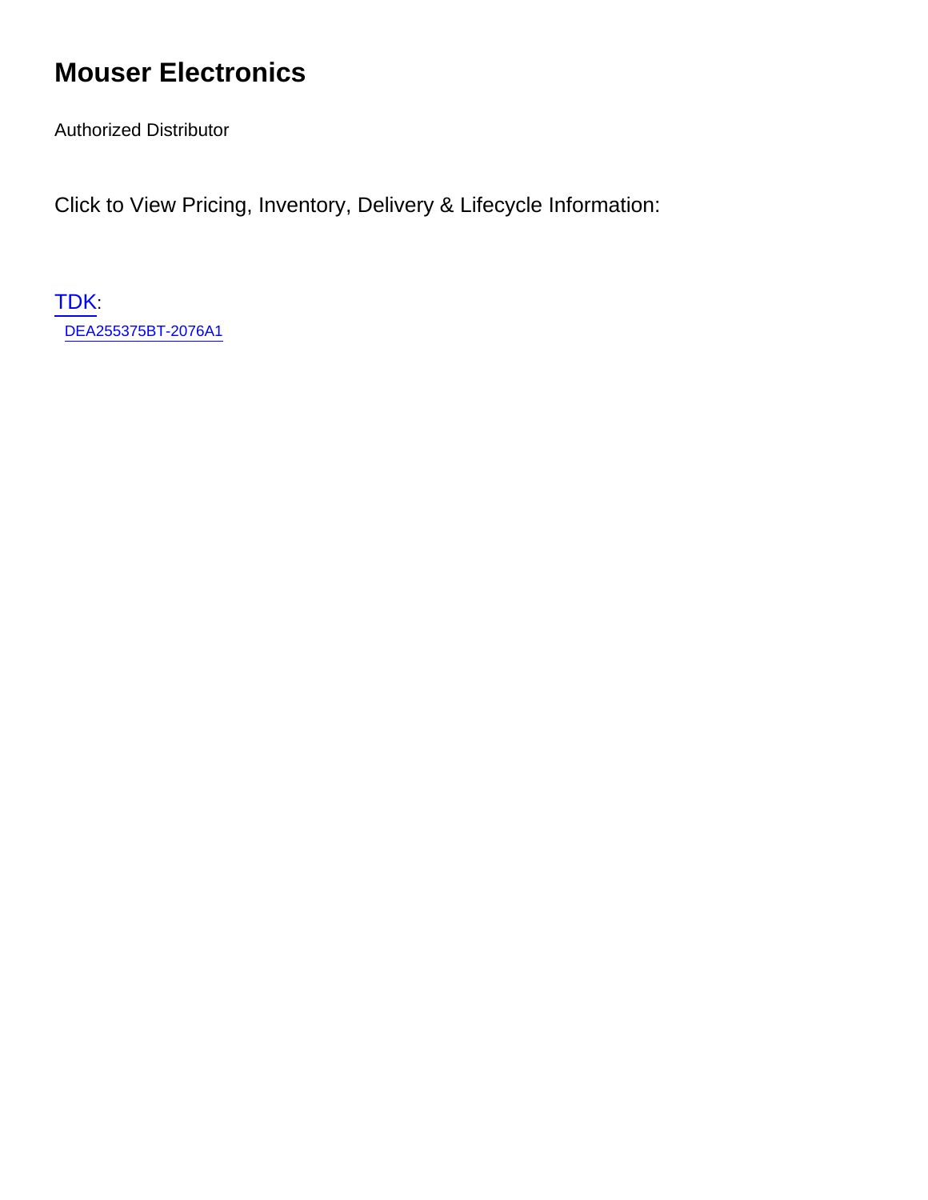# Mouser Electronics

Authorized Distributor

Click to View Pricing, Inventory, Delivery & Lifecycle Information:

TDK:

DEA255375BT-2076A1